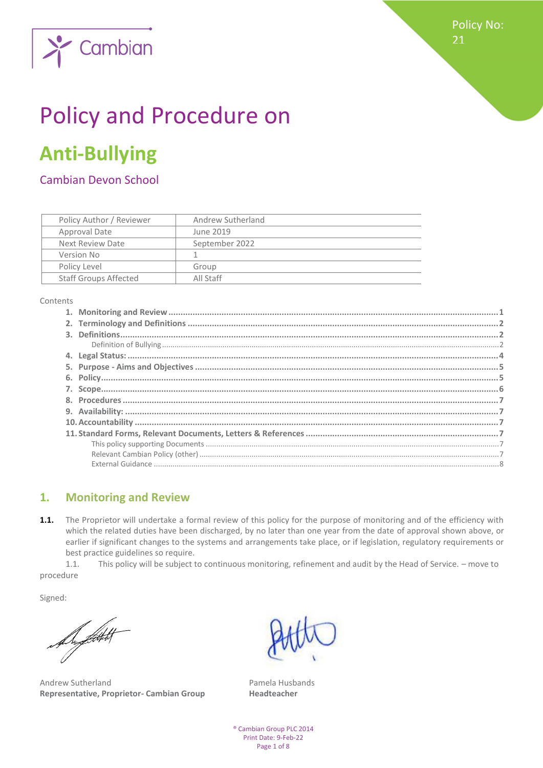Policy No: 21

# Policy and Procedure on

# Anti-Bullying

## Cambian Devon School

| Policy Author / Reviewer | Andrew Sutherland |
|---|---|
| Approval Date | June 2019 |
| Next Review Date | September 2022 |
| Version No | 1 |
| Policy Level | Group |
| Staff Groups Affected | All Staff |

Contents

1. **Monitoring and Review** ...1
2. **Terminology and Definitions** ...2
3. **Definitions** ...2
   - Definition of Bullying ...2
4. **Legal Status:** ...4
5. **Purpose - Aims and Objectives** ...5
6. **Policy** ...5
7. **Scope** ...6
8. **Procedures** ...7
9. **Availability:** ...7
10. **Accountability** ...7
11. **Standard Forms, Relevant Documents, Letters & References** ...7
    - This policy supporting Documents ...7
    - Relevant Cambian Policy (other) ...7
    - External Guidance ...8

## 1. Monitoring and Review

**1.1.** The Proprietor will undertake a formal review of this policy for the purpose of monitoring and of the efficiency with which the related duties have been discharged, by no later than one year from the date of approval shown above, or earlier if significant changes to the systems and arrangements take place, or if legislation, regulatory requirements or best practice guidelines so require.

1.1. This policy will be subject to continuous monitoring, refinement and audit by the Head of Service. – move to procedure

Signed:

Andrew Sutherland
**Representative, Proprietor- Cambian Group**

Pamela Husbands
**Headteacher**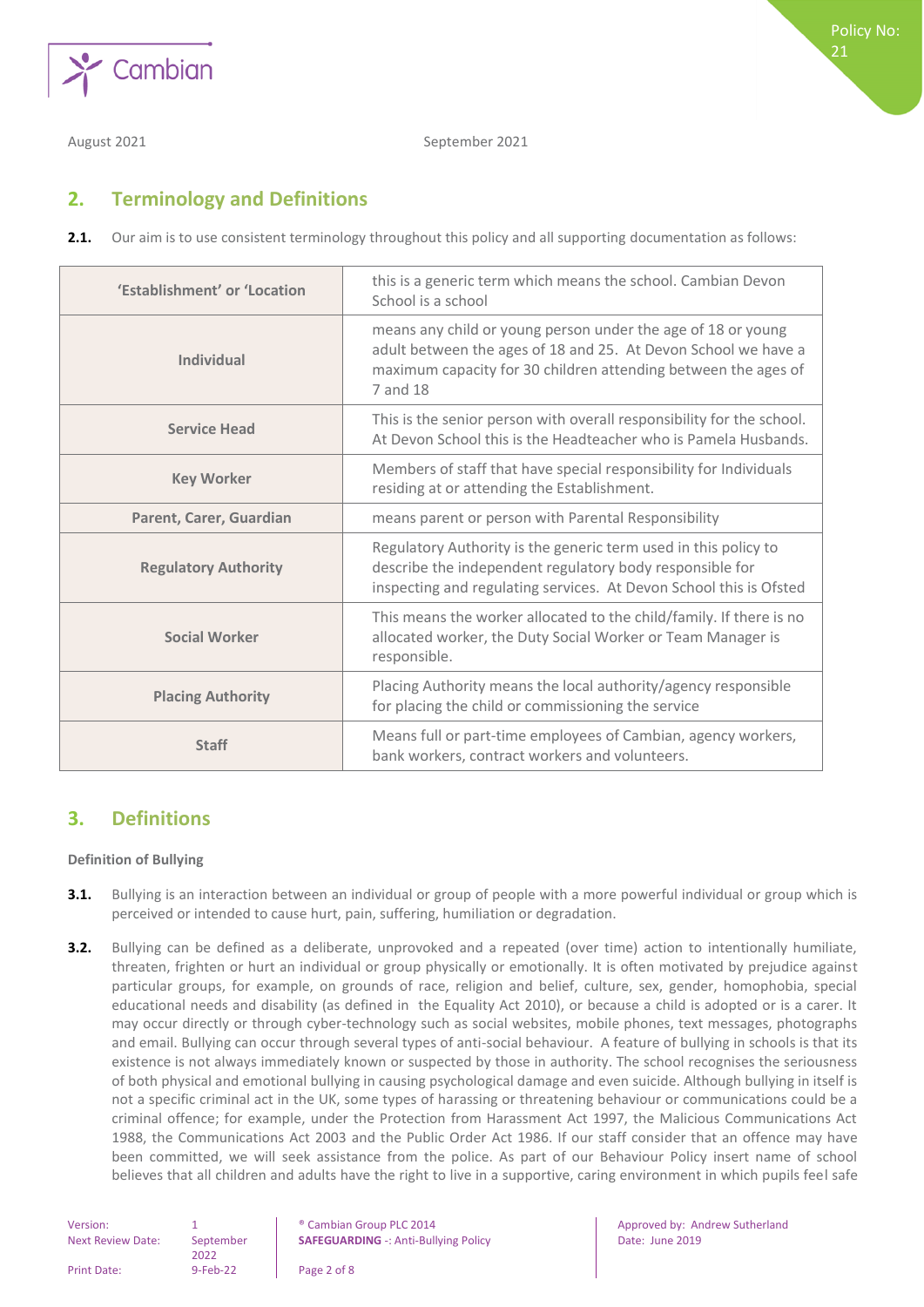August 2021 September 2021

## 2. Terminology and Definitions

**2.1.** Our aim is to use consistent terminology throughout this policy and all supporting documentation as follows:

| | |
|---|---|
| **'Establishment' or 'Location** | this is a generic term which means the school. Cambian Devon School is a school |
| **Individual** | means any child or young person under the age of 18 or young adult between the ages of 18 and 25. At Devon School we have a maximum capacity for 30 children attending between the ages of 7 and 18 |
| **Service Head** | This is the senior person with overall responsibility for the school. At Devon School this is the Headteacher who is Pamela Husbands. |
| **Key Worker** | Members of staff that have special responsibility for Individuals residing at or attending the Establishment. |
| **Parent, Carer, Guardian** | means parent or person with Parental Responsibility |
| **Regulatory Authority** | Regulatory Authority is the generic term used in this policy to describe the independent regulatory body responsible for inspecting and regulating services. At Devon School this is Ofsted |
| **Social Worker** | This means the worker allocated to the child/family. If there is no allocated worker, the Duty Social Worker or Team Manager is responsible. |
| **Placing Authority** | Placing Authority means the local authority/agency responsible for placing the child or commissioning the service |
| **Staff** | Means full or part-time employees of Cambian, agency workers, bank workers, contract workers and volunteers. |

## 3. Definitions

**Definition of Bullying**

**3.1.** Bullying is an interaction between an individual or group of people with a more powerful individual or group which is perceived or intended to cause hurt, pain, suffering, humiliation or degradation.

**3.2.** Bullying can be defined as a deliberate, unprovoked and a repeated (over time) action to intentionally humiliate, threaten, frighten or hurt an individual or group physically or emotionally. It is often motivated by prejudice against particular groups, for example, on grounds of race, religion and belief, culture, sex, gender, homophobia, special educational needs and disability (as defined in the Equality Act 2010), or because a child is adopted or is a carer. It may occur directly or through cyber-technology such as social websites, mobile phones, text messages, photographs and email. Bullying can occur through several types of anti-social behaviour. A feature of bullying in schools is that its existence is not always immediately known or suspected by those in authority. The school recognises the seriousness of both physical and emotional bullying in causing psychological damage and even suicide. Although bullying in itself is not a specific criminal act in the UK, some types of harassing or threatening behaviour or communications could be a criminal offence; for example, under the Protection from Harassment Act 1997, the Malicious Communications Act 1988, the Communications Act 2003 and the Public Order Act 1986. If our staff consider that an offence may have been committed, we will seek assistance from the police. As part of our Behaviour Policy insert name of school believes that all children and adults have the right to live in a supportive, caring environment in which pupils feel safe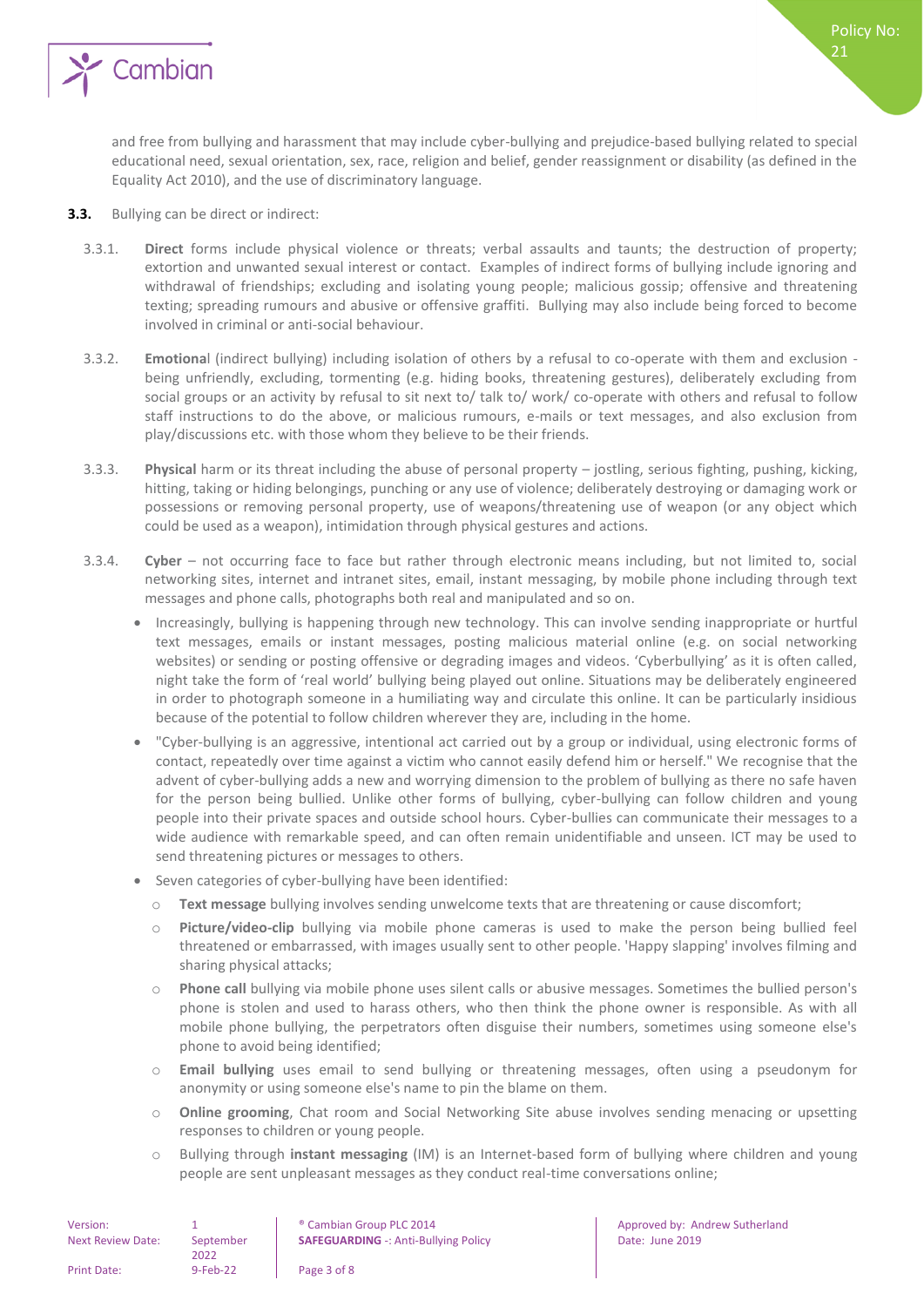and free from bullying and harassment that may include cyber-bullying and prejudice-based bullying related to special educational need, sexual orientation, sex, race, religion and belief, gender reassignment or disability (as defined in the Equality Act 2010), and the use of discriminatory language.

**3.3.** Bullying can be direct or indirect:

3.3.1. **Direct** forms include physical violence or threats; verbal assaults and taunts; the destruction of property; extortion and unwanted sexual interest or contact. Examples of indirect forms of bullying include ignoring and withdrawal of friendships; excluding and isolating young people; malicious gossip; offensive and threatening texting; spreading rumours and abusive or offensive graffiti. Bullying may also include being forced to become involved in criminal or anti-social behaviour.

3.3.2. **Emotiona**l (indirect bullying) including isolation of others by a refusal to co-operate with them and exclusion - being unfriendly, excluding, tormenting (e.g. hiding books, threatening gestures), deliberately excluding from social groups or an activity by refusal to sit next to/ talk to/ work/ co-operate with others and refusal to follow staff instructions to do the above, or malicious rumours, e-mails or text messages, and also exclusion from play/discussions etc. with those whom they believe to be their friends.

3.3.3. **Physical** harm or its threat including the abuse of personal property – jostling, serious fighting, pushing, kicking, hitting, taking or hiding belongings, punching or any use of violence; deliberately destroying or damaging work or possessions or removing personal property, use of weapons/threatening use of weapon (or any object which could be used as a weapon), intimidation through physical gestures and actions.

3.3.4. **Cyber** – not occurring face to face but rather through electronic means including, but not limited to, social networking sites, internet and intranet sites, email, instant messaging, by mobile phone including through text messages and phone calls, photographs both real and manipulated and so on.

- Increasingly, bullying is happening through new technology. This can involve sending inappropriate or hurtful text messages, emails or instant messages, posting malicious material online (e.g. on social networking websites) or sending or posting offensive or degrading images and videos. 'Cyberbullying' as it is often called, night take the form of 'real world' bullying being played out online. Situations may be deliberately engineered in order to photograph someone in a humiliating way and circulate this online. It can be particularly insidious because of the potential to follow children wherever they are, including in the home.
- "Cyber-bullying is an aggressive, intentional act carried out by a group or individual, using electronic forms of contact, repeatedly over time against a victim who cannot easily defend him or herself." We recognise that the advent of cyber-bullying adds a new and worrying dimension to the problem of bullying as there no safe haven for the person being bullied. Unlike other forms of bullying, cyber-bullying can follow children and young people into their private spaces and outside school hours. Cyber-bullies can communicate their messages to a wide audience with remarkable speed, and can often remain unidentifiable and unseen. ICT may be used to send threatening pictures or messages to others.
- Seven categories of cyber-bullying have been identified:
  - **Text message** bullying involves sending unwelcome texts that are threatening or cause discomfort;
  - **Picture/video-clip** bullying via mobile phone cameras is used to make the person being bullied feel threatened or embarrassed, with images usually sent to other people. 'Happy slapping' involves filming and sharing physical attacks;
  - **Phone call** bullying via mobile phone uses silent calls or abusive messages. Sometimes the bullied person's phone is stolen and used to harass others, who then think the phone owner is responsible. As with all mobile phone bullying, the perpetrators often disguise their numbers, sometimes using someone else's phone to avoid being identified;
  - **Email bullying** uses email to send bullying or threatening messages, often using a pseudonym for anonymity or using someone else's name to pin the blame on them.
  - **Online grooming**, Chat room and Social Networking Site abuse involves sending menacing or upsetting responses to children or young people.
  - Bullying through **instant messaging** (IM) is an Internet-based form of bullying where children and young people are sent unpleasant messages as they conduct real-time conversations online;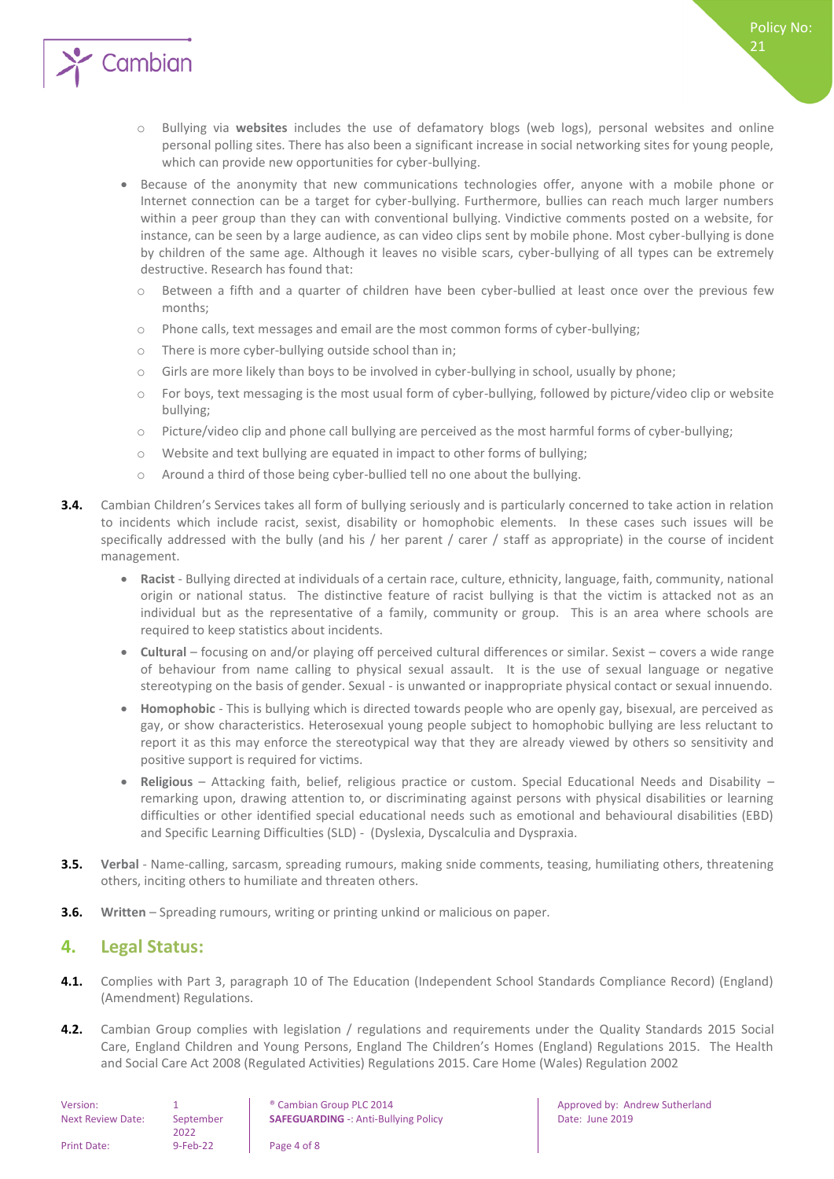- Bullying via **websites** includes the use of defamatory blogs (web logs), personal websites and online personal polling sites. There has also been a significant increase in social networking sites for young people, which can provide new opportunities for cyber-bullying.

- Because of the anonymity that new communications technologies offer, anyone with a mobile phone or Internet connection can be a target for cyber-bullying. Furthermore, bullies can reach much larger numbers within a peer group than they can with conventional bullying. Vindictive comments posted on a website, for instance, can be seen by a large audience, as can video clips sent by mobile phone. Most cyber-bullying is done by children of the same age. Although it leaves no visible scars, cyber-bullying of all types can be extremely destructive. Research has found that:
  - Between a fifth and a quarter of children have been cyber-bullied at least once over the previous few months;
  - Phone calls, text messages and email are the most common forms of cyber-bullying;
  - There is more cyber-bullying outside school than in;
  - Girls are more likely than boys to be involved in cyber-bullying in school, usually by phone;
  - For boys, text messaging is the most usual form of cyber-bullying, followed by picture/video clip or website bullying;
  - Picture/video clip and phone call bullying are perceived as the most harmful forms of cyber-bullying;
  - Website and text bullying are equated in impact to other forms of bullying;
  - Around a third of those being cyber-bullied tell no one about the bullying.

**3.4.** Cambian Children's Services takes all form of bullying seriously and is particularly concerned to take action in relation to incidents which include racist, sexist, disability or homophobic elements. In these cases such issues will be specifically addressed with the bully (and his / her parent / carer / staff as appropriate) in the course of incident management.

- **Racist** - Bullying directed at individuals of a certain race, culture, ethnicity, language, faith, community, national origin or national status. The distinctive feature of racist bullying is that the victim is attacked not as an individual but as the representative of a family, community or group. This is an area where schools are required to keep statistics about incidents.
- **Cultural** – focusing on and/or playing off perceived cultural differences or similar. Sexist – covers a wide range of behaviour from name calling to physical sexual assault. It is the use of sexual language or negative stereotyping on the basis of gender. Sexual - is unwanted or inappropriate physical contact or sexual innuendo.
- **Homophobic** - This is bullying which is directed towards people who are openly gay, bisexual, are perceived as gay, or show characteristics. Heterosexual young people subject to homophobic bullying are less reluctant to report it as this may enforce the stereotypical way that they are already viewed by others so sensitivity and positive support is required for victims.
- **Religious** – Attacking faith, belief, religious practice or custom. Special Educational Needs and Disability – remarking upon, drawing attention to, or discriminating against persons with physical disabilities or learning difficulties or other identified special educational needs such as emotional and behavioural disabilities (EBD) and Specific Learning Difficulties (SLD) - (Dyslexia, Dyscalculia and Dyspraxia.

**3.5.** **Verbal** - Name-calling, sarcasm, spreading rumours, making snide comments, teasing, humiliating others, threatening others, inciting others to humiliate and threaten others.

**3.6.** **Written** – Spreading rumours, writing or printing unkind or malicious on paper.

## 4. Legal Status:

**4.1.** Complies with Part 3, paragraph 10 of The Education (Independent School Standards Compliance Record) (England) (Amendment) Regulations.

**4.2.** Cambian Group complies with legislation / regulations and requirements under the Quality Standards 2015 Social Care, England Children and Young Persons, England The Children's Homes (England) Regulations 2015. The Health and Social Care Act 2008 (Regulated Activities) Regulations 2015. Care Home (Wales) Regulation 2002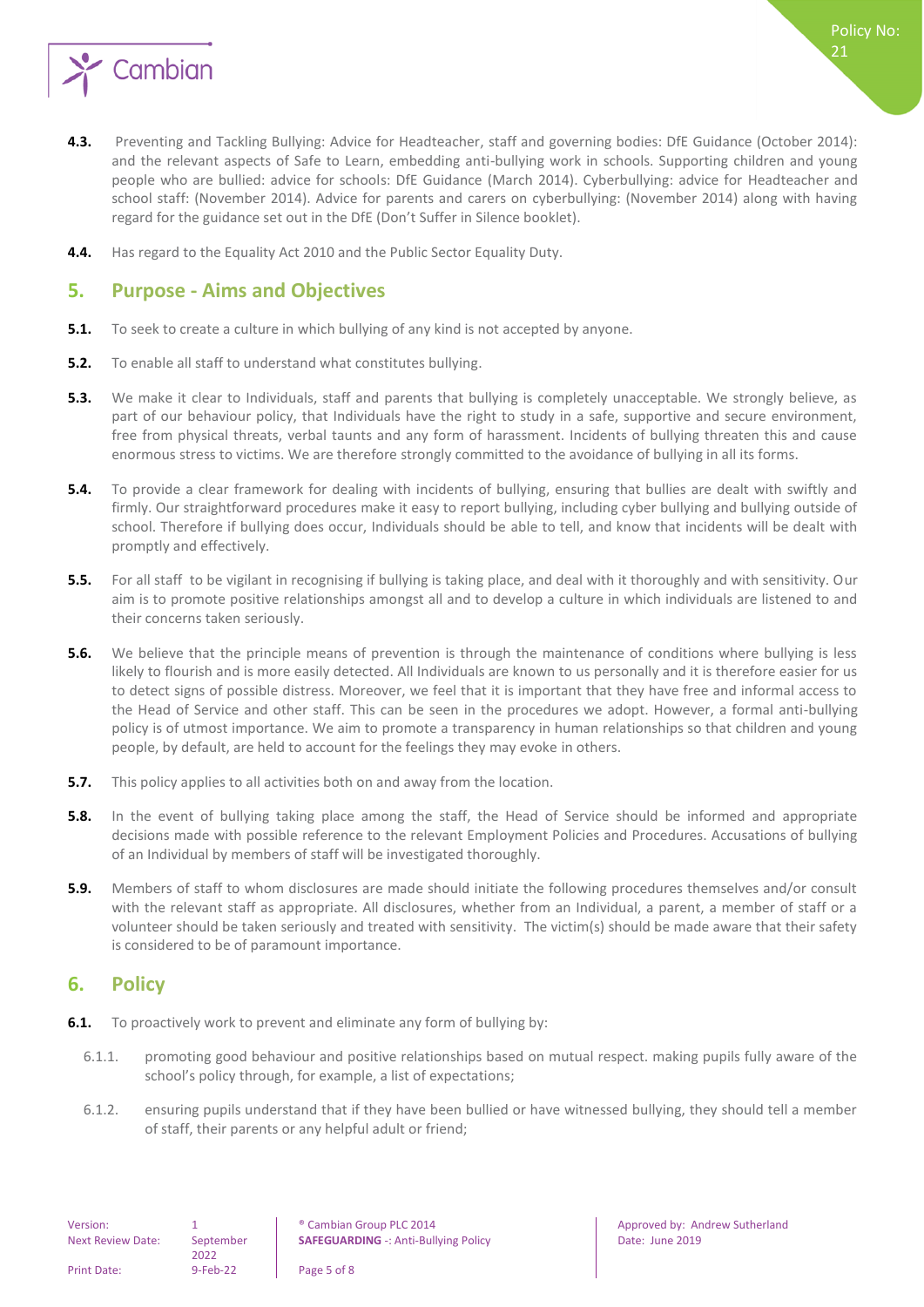**4.3.** Preventing and Tackling Bullying: Advice for Headteacher, staff and governing bodies: DfE Guidance (October 2014): and the relevant aspects of Safe to Learn, embedding anti-bullying work in schools. Supporting children and young people who are bullied: advice for schools: DfE Guidance (March 2014). Cyberbullying: advice for Headteacher and school staff: (November 2014). Advice for parents and carers on cyberbullying: (November 2014) along with having regard for the guidance set out in the DfE (Don't Suffer in Silence booklet).

**4.4.** Has regard to the Equality Act 2010 and the Public Sector Equality Duty.

## 5. Purpose - Aims and Objectives

**5.1.** To seek to create a culture in which bullying of any kind is not accepted by anyone.

**5.2.** To enable all staff to understand what constitutes bullying.

**5.3.** We make it clear to Individuals, staff and parents that bullying is completely unacceptable. We strongly believe, as part of our behaviour policy, that Individuals have the right to study in a safe, supportive and secure environment, free from physical threats, verbal taunts and any form of harassment. Incidents of bullying threaten this and cause enormous stress to victims. We are therefore strongly committed to the avoidance of bullying in all its forms.

**5.4.** To provide a clear framework for dealing with incidents of bullying, ensuring that bullies are dealt with swiftly and firmly. Our straightforward procedures make it easy to report bullying, including cyber bullying and bullying outside of school. Therefore if bullying does occur, Individuals should be able to tell, and know that incidents will be dealt with promptly and effectively.

**5.5.** For all staff to be vigilant in recognising if bullying is taking place, and deal with it thoroughly and with sensitivity. Our aim is to promote positive relationships amongst all and to develop a culture in which individuals are listened to and their concerns taken seriously.

**5.6.** We believe that the principle means of prevention is through the maintenance of conditions where bullying is less likely to flourish and is more easily detected. All Individuals are known to us personally and it is therefore easier for us to detect signs of possible distress. Moreover, we feel that it is important that they have free and informal access to the Head of Service and other staff. This can be seen in the procedures we adopt. However, a formal anti-bullying policy is of utmost importance. We aim to promote a transparency in human relationships so that children and young people, by default, are held to account for the feelings they may evoke in others.

**5.7.** This policy applies to all activities both on and away from the location.

**5.8.** In the event of bullying taking place among the staff, the Head of Service should be informed and appropriate decisions made with possible reference to the relevant Employment Policies and Procedures. Accusations of bullying of an Individual by members of staff will be investigated thoroughly.

**5.9.** Members of staff to whom disclosures are made should initiate the following procedures themselves and/or consult with the relevant staff as appropriate. All disclosures, whether from an Individual, a parent, a member of staff or a volunteer should be taken seriously and treated with sensitivity. The victim(s) should be made aware that their safety is considered to be of paramount importance.

## 6. Policy

**6.1.** To proactively work to prevent and eliminate any form of bullying by:

6.1.1. promoting good behaviour and positive relationships based on mutual respect. making pupils fully aware of the school's policy through, for example, a list of expectations;

6.1.2. ensuring pupils understand that if they have been bullied or have witnessed bullying, they should tell a member of staff, their parents or any helpful adult or friend;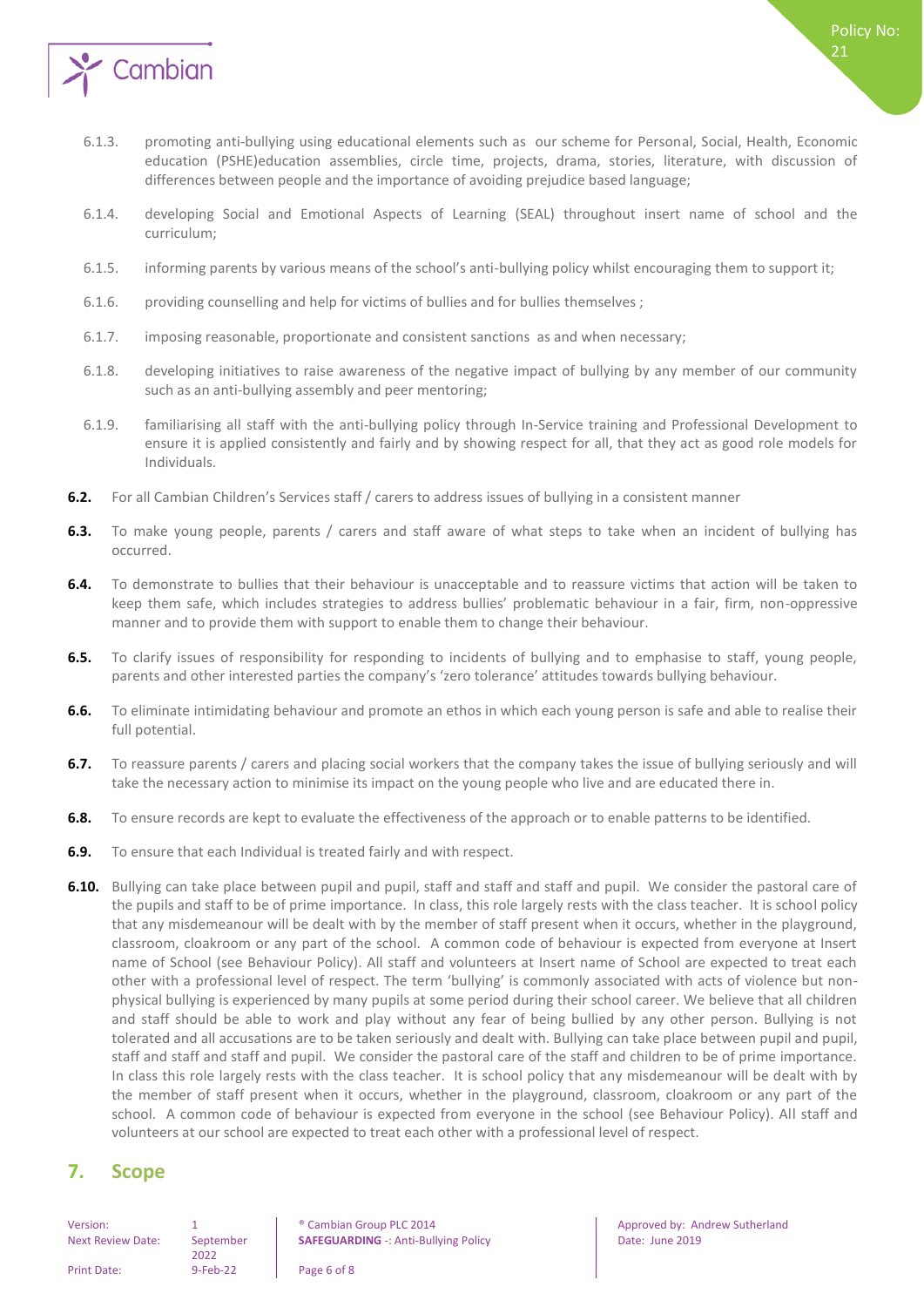6.1.3. promoting anti-bullying using educational elements such as our scheme for Personal, Social, Health, Economic education (PSHE)education assemblies, circle time, projects, drama, stories, literature, with discussion of differences between people and the importance of avoiding prejudice based language;

6.1.4. developing Social and Emotional Aspects of Learning (SEAL) throughout insert name of school and the curriculum;

6.1.5. informing parents by various means of the school's anti-bullying policy whilst encouraging them to support it;

6.1.6. providing counselling and help for victims of bullies and for bullies themselves ;

6.1.7. imposing reasonable, proportionate and consistent sanctions as and when necessary;

6.1.8. developing initiatives to raise awareness of the negative impact of bullying by any member of our community such as an anti-bullying assembly and peer mentoring;

6.1.9. familiarising all staff with the anti-bullying policy through In-Service training and Professional Development to ensure it is applied consistently and fairly and by showing respect for all, that they act as good role models for Individuals.

**6.2.** For all Cambian Children's Services staff / carers to address issues of bullying in a consistent manner

**6.3.** To make young people, parents / carers and staff aware of what steps to take when an incident of bullying has occurred.

**6.4.** To demonstrate to bullies that their behaviour is unacceptable and to reassure victims that action will be taken to keep them safe, which includes strategies to address bullies' problematic behaviour in a fair, firm, non-oppressive manner and to provide them with support to enable them to change their behaviour.

**6.5.** To clarify issues of responsibility for responding to incidents of bullying and to emphasise to staff, young people, parents and other interested parties the company's 'zero tolerance' attitudes towards bullying behaviour.

**6.6.** To eliminate intimidating behaviour and promote an ethos in which each young person is safe and able to realise their full potential.

**6.7.** To reassure parents / carers and placing social workers that the company takes the issue of bullying seriously and will take the necessary action to minimise its impact on the young people who live and are educated there in.

**6.8.** To ensure records are kept to evaluate the effectiveness of the approach or to enable patterns to be identified.

**6.9.** To ensure that each Individual is treated fairly and with respect.

**6.10.** Bullying can take place between pupil and pupil, staff and staff and staff and pupil. We consider the pastoral care of the pupils and staff to be of prime importance. In class, this role largely rests with the class teacher. It is school policy that any misdemeanour will be dealt with by the member of staff present when it occurs, whether in the playground, classroom, cloakroom or any part of the school. A common code of behaviour is expected from everyone at Insert name of School (see Behaviour Policy). All staff and volunteers at Insert name of School are expected to treat each other with a professional level of respect. The term 'bullying' is commonly associated with acts of violence but non-physical bullying is experienced by many pupils at some period during their school career. We believe that all children and staff should be able to work and play without any fear of being bullied by any other person. Bullying is not tolerated and all accusations are to be taken seriously and dealt with. Bullying can take place between pupil and pupil, staff and staff and staff and pupil. We consider the pastoral care of the staff and children to be of prime importance. In class this role largely rests with the class teacher. It is school policy that any misdemeanour will be dealt with by the member of staff present when it occurs, whether in the playground, classroom, cloakroom or any part of the school. A common code of behaviour is expected from everyone in the school (see Behaviour Policy). All staff and volunteers at our school are expected to treat each other with a professional level of respect.

## 7. Scope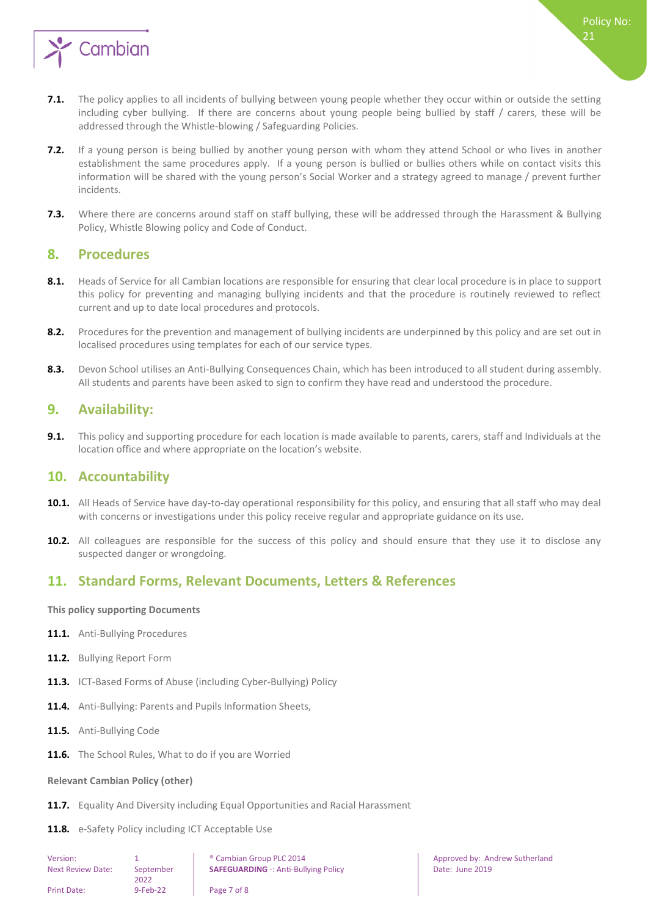**7.1.** The policy applies to all incidents of bullying between young people whether they occur within or outside the setting including cyber bullying. If there are concerns about young people being bullied by staff / carers, these will be addressed through the Whistle-blowing / Safeguarding Policies.

**7.2.** If a young person is being bullied by another young person with whom they attend School or who lives in another establishment the same procedures apply. If a young person is bullied or bullies others while on contact visits this information will be shared with the young person's Social Worker and a strategy agreed to manage / prevent further incidents.

**7.3.** Where there are concerns around staff on staff bullying, these will be addressed through the Harassment & Bullying Policy, Whistle Blowing policy and Code of Conduct.

## 8. Procedures

**8.1.** Heads of Service for all Cambian locations are responsible for ensuring that clear local procedure is in place to support this policy for preventing and managing bullying incidents and that the procedure is routinely reviewed to reflect current and up to date local procedures and protocols.

**8.2.** Procedures for the prevention and management of bullying incidents are underpinned by this policy and are set out in localised procedures using templates for each of our service types.

**8.3.** Devon School utilises an Anti-Bullying Consequences Chain, which has been introduced to all student during assembly. All students and parents have been asked to sign to confirm they have read and understood the procedure.

## 9. Availability:

**9.1.** This policy and supporting procedure for each location is made available to parents, carers, staff and Individuals at the location office and where appropriate on the location's website.

## 10. Accountability

**10.1.** All Heads of Service have day-to-day operational responsibility for this policy, and ensuring that all staff who may deal with concerns or investigations under this policy receive regular and appropriate guidance on its use.

**10.2.** All colleagues are responsible for the success of this policy and should ensure that they use it to disclose any suspected danger or wrongdoing.

## 11. Standard Forms, Relevant Documents, Letters & References

**This policy supporting Documents**

**11.1.** Anti-Bullying Procedures

**11.2.** Bullying Report Form

**11.3.** ICT-Based Forms of Abuse (including Cyber-Bullying) Policy

**11.4.** Anti-Bullying: Parents and Pupils Information Sheets,

**11.5.** Anti-Bullying Code

**11.6.** The School Rules, What to do if you are Worried

**Relevant Cambian Policy (other)**

**11.7.** Equality And Diversity including Equal Opportunities and Racial Harassment

**11.8.** e-Safety Policy including ICT Acceptable Use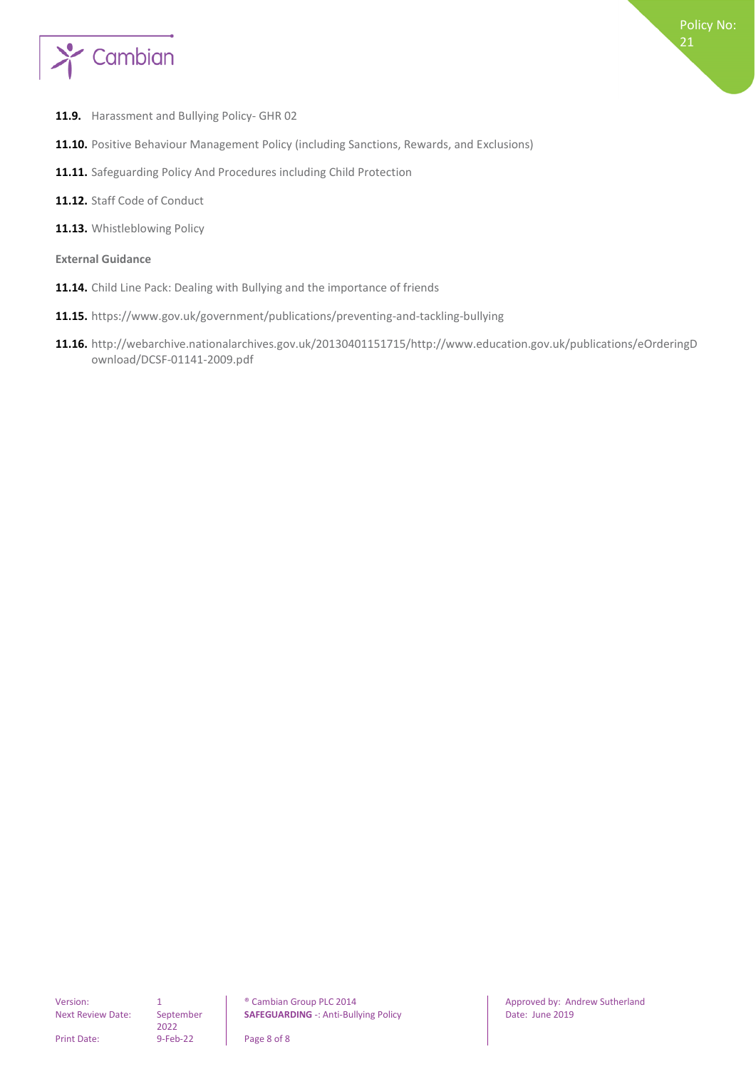**11.9.** Harassment and Bullying Policy- GHR 02

**11.10.** Positive Behaviour Management Policy (including Sanctions, Rewards, and Exclusions)

**11.11.** Safeguarding Policy And Procedures including Child Protection

**11.12.** Staff Code of Conduct

**11.13.** Whistleblowing Policy

**External Guidance**

**11.14.** Child Line Pack: Dealing with Bullying and the importance of friends

**11.15.** https://www.gov.uk/government/publications/preventing-and-tackling-bullying

**11.16.** http://webarchive.nationalarchives.gov.uk/20130401151715/http://www.education.gov.uk/publications/eOrderingDownload/DCSF-01141-2009.pdf